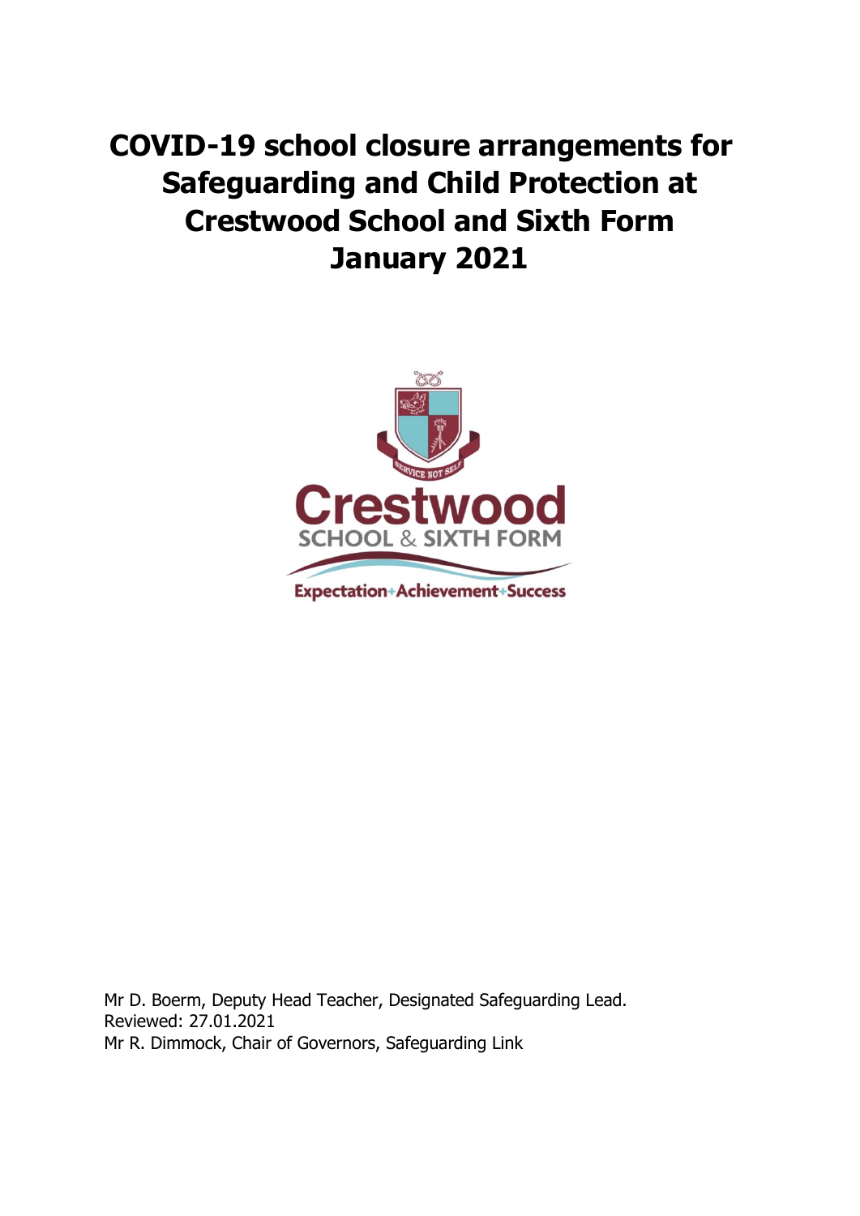# COVID-19 school closure arrangements for Safeguarding and Child Protection at Crestwood School and Sixth Form January 2021

Mr D. Boerm, Deputy Head Teacher, Designated Safeguarding Lead.
Reviewed: 27.01.2021
Mr R. Dimmock, Chair of Governors, Safeguarding Link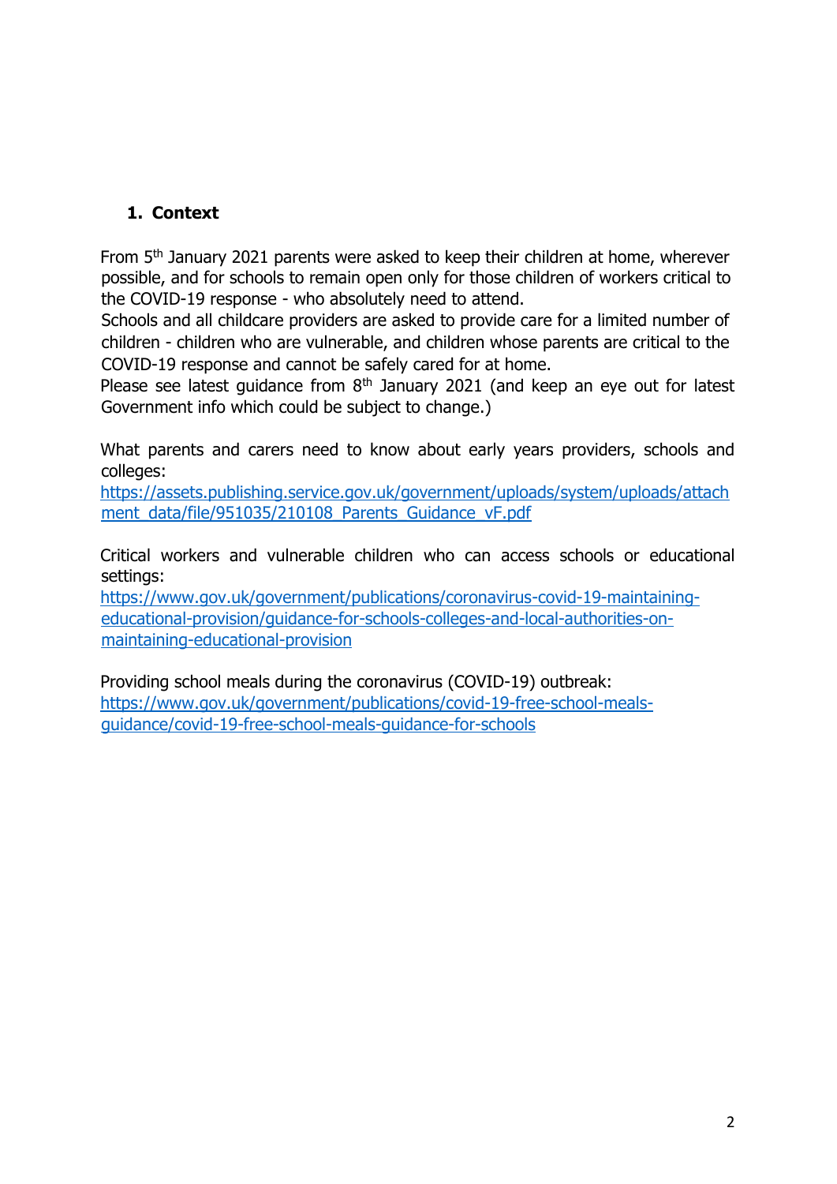## 1. Context

From 5th January 2021 parents were asked to keep their children at home, wherever possible, and for schools to remain open only for those children of workers critical to the COVID-19 response - who absolutely need to attend.
Schools and all childcare providers are asked to provide care for a limited number of children - children who are vulnerable, and children whose parents are critical to the COVID-19 response and cannot be safely cared for at home.
Please see latest guidance from 8th January 2021 (and keep an eye out for latest Government info which could be subject to change.)

What parents and carers need to know about early years providers, schools and colleges:
https://assets.publishing.service.gov.uk/government/uploads/system/uploads/attachment_data/file/951035/210108_Parents_Guidance_vF.pdf

Critical workers and vulnerable children who can access schools or educational settings:
https://www.gov.uk/government/publications/coronavirus-covid-19-maintaining-educational-provision/guidance-for-schools-colleges-and-local-authorities-on-maintaining-educational-provision

Providing school meals during the coronavirus (COVID-19) outbreak:
https://www.gov.uk/government/publications/covid-19-free-school-meals-guidance/covid-19-free-school-meals-guidance-for-schools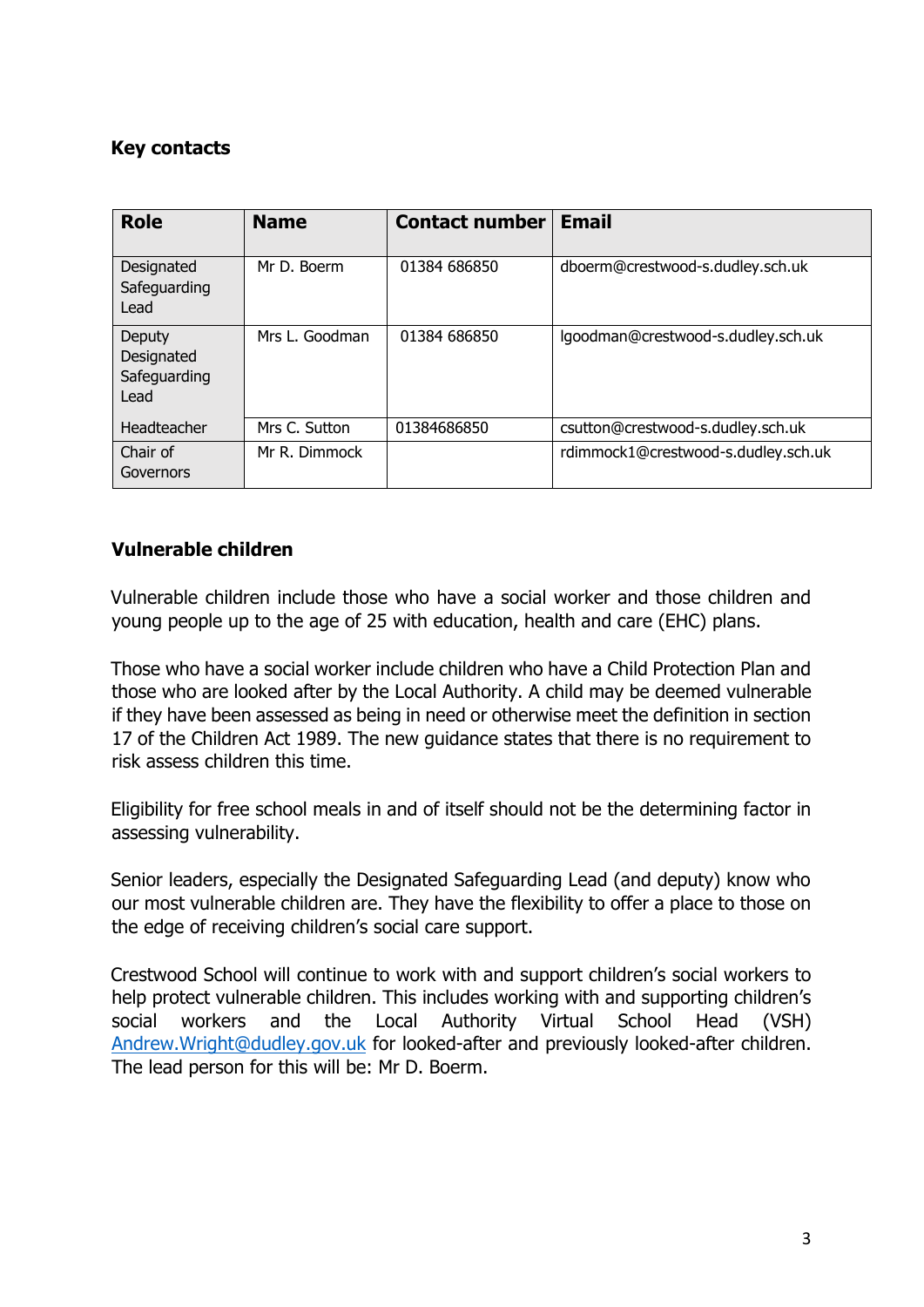## Key contacts

| Role | Name | Contact number | Email |
|---|---|---|---|
| Designated Safeguarding Lead | Mr D. Boerm | 01384 686850 | dboerm@crestwood-s.dudley.sch.uk |
| Deputy Designated Safeguarding Lead | Mrs L. Goodman | 01384 686850 | lgoodman@crestwood-s.dudley.sch.uk |
| Headteacher | Mrs C. Sutton | 01384686850 | csutton@crestwood-s.dudley.sch.uk |
| Chair of Governors | Mr R. Dimmock | | rdimmock1@crestwood-s.dudley.sch.uk |

## Vulnerable children

Vulnerable children include those who have a social worker and those children and young people up to the age of 25 with education, health and care (EHC) plans.

Those who have a social worker include children who have a Child Protection Plan and those who are looked after by the Local Authority. A child may be deemed vulnerable if they have been assessed as being in need or otherwise meet the definition in section 17 of the Children Act 1989. The new guidance states that there is no requirement to risk assess children this time.

Eligibility for free school meals in and of itself should not be the determining factor in assessing vulnerability.

Senior leaders, especially the Designated Safeguarding Lead (and deputy) know who our most vulnerable children are. They have the flexibility to offer a place to those on the edge of receiving children's social care support.

Crestwood School will continue to work with and support children's social workers to help protect vulnerable children. This includes working with and supporting children's social workers and the Local Authority Virtual School Head (VSH) Andrew.Wright@dudley.gov.uk for looked-after and previously looked-after children. The lead person for this will be: Mr D. Boerm.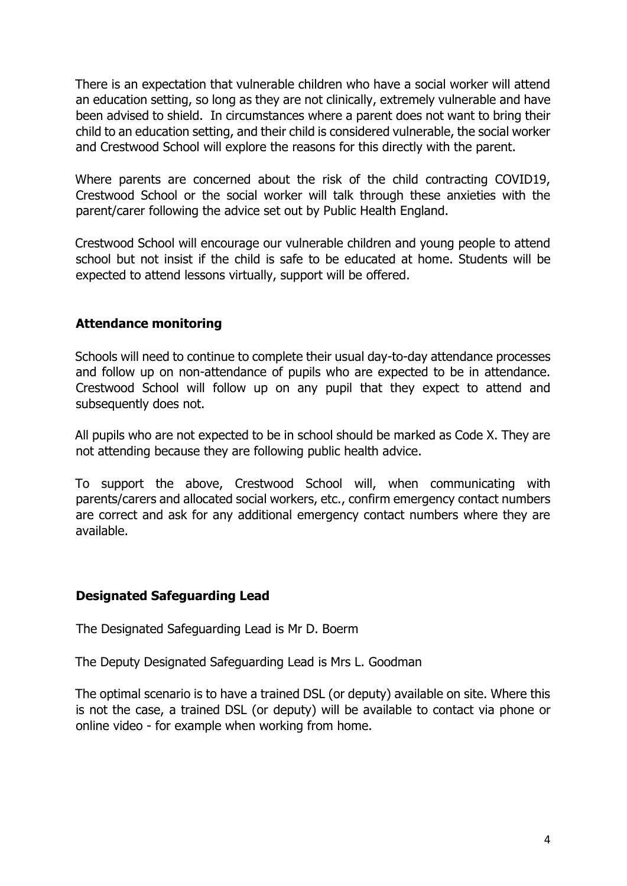There is an expectation that vulnerable children who have a social worker will attend an education setting, so long as they are not clinically, extremely vulnerable and have been advised to shield. In circumstances where a parent does not want to bring their child to an education setting, and their child is considered vulnerable, the social worker and Crestwood School will explore the reasons for this directly with the parent.

Where parents are concerned about the risk of the child contracting COVID19, Crestwood School or the social worker will talk through these anxieties with the parent/carer following the advice set out by Public Health England.

Crestwood School will encourage our vulnerable children and young people to attend school but not insist if the child is safe to be educated at home. Students will be expected to attend lessons virtually, support will be offered.

## Attendance monitoring

Schools will need to continue to complete their usual day-to-day attendance processes and follow up on non-attendance of pupils who are expected to be in attendance. Crestwood School will follow up on any pupil that they expect to attend and subsequently does not.

All pupils who are not expected to be in school should be marked as Code X. They are not attending because they are following public health advice.

To support the above, Crestwood School will, when communicating with parents/carers and allocated social workers, etc., confirm emergency contact numbers are correct and ask for any additional emergency contact numbers where they are available.

## Designated Safeguarding Lead

The Designated Safeguarding Lead is Mr D. Boerm

The Deputy Designated Safeguarding Lead is Mrs L. Goodman

The optimal scenario is to have a trained DSL (or deputy) available on site. Where this is not the case, a trained DSL (or deputy) will be available to contact via phone or online video - for example when working from home.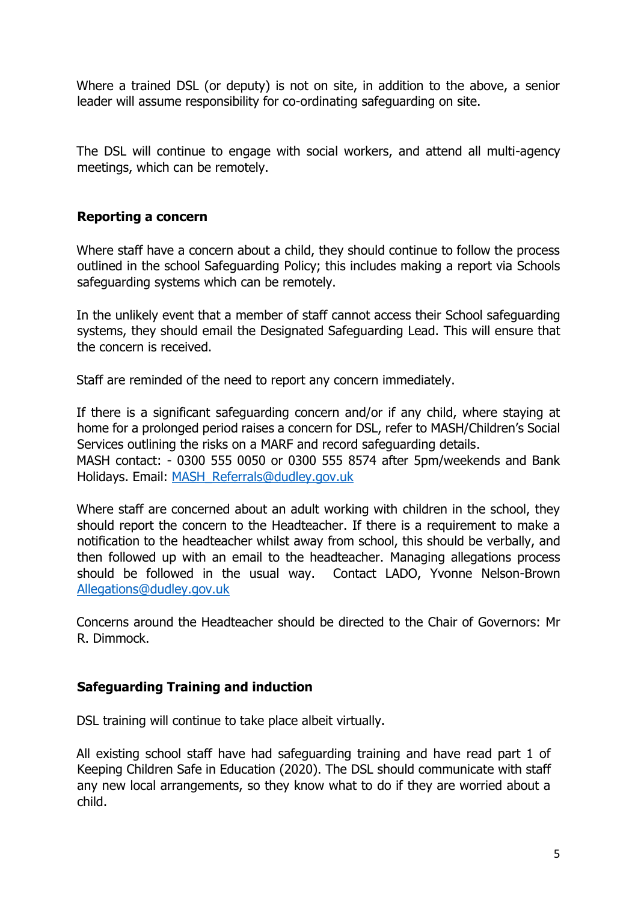Where a trained DSL (or deputy) is not on site, in addition to the above, a senior leader will assume responsibility for co-ordinating safeguarding on site.

The DSL will continue to engage with social workers, and attend all multi-agency meetings, which can be remotely.

**Reporting a concern**

Where staff have a concern about a child, they should continue to follow the process outlined in the school Safeguarding Policy; this includes making a report via Schools safeguarding systems which can be remotely.

In the unlikely event that a member of staff cannot access their School safeguarding systems, they should email the Designated Safeguarding Lead. This will ensure that the concern is received.

Staff are reminded of the need to report any concern immediately.

If there is a significant safeguarding concern and/or if any child, where staying at home for a prolonged period raises a concern for DSL, refer to MASH/Children's Social Services outlining the risks on a MARF and record safeguarding details.
MASH contact: - 0300 555 0050 or 0300 555 8574 after 5pm/weekends and Bank Holidays. Email: MASH_Referrals@dudley.gov.uk

Where staff are concerned about an adult working with children in the school, they should report the concern to the Headteacher. If there is a requirement to make a notification to the headteacher whilst away from school, this should be verbally, and then followed up with an email to the headteacher. Managing allegations process should be followed in the usual way. Contact LADO, Yvonne Nelson-Brown Allegations@dudley.gov.uk

Concerns around the Headteacher should be directed to the Chair of Governors: Mr R. Dimmock.

**Safeguarding Training and induction**

DSL training will continue to take place albeit virtually.

All existing school staff have had safeguarding training and have read part 1 of Keeping Children Safe in Education (2020). The DSL should communicate with staff any new local arrangements, so they know what to do if they are worried about a child.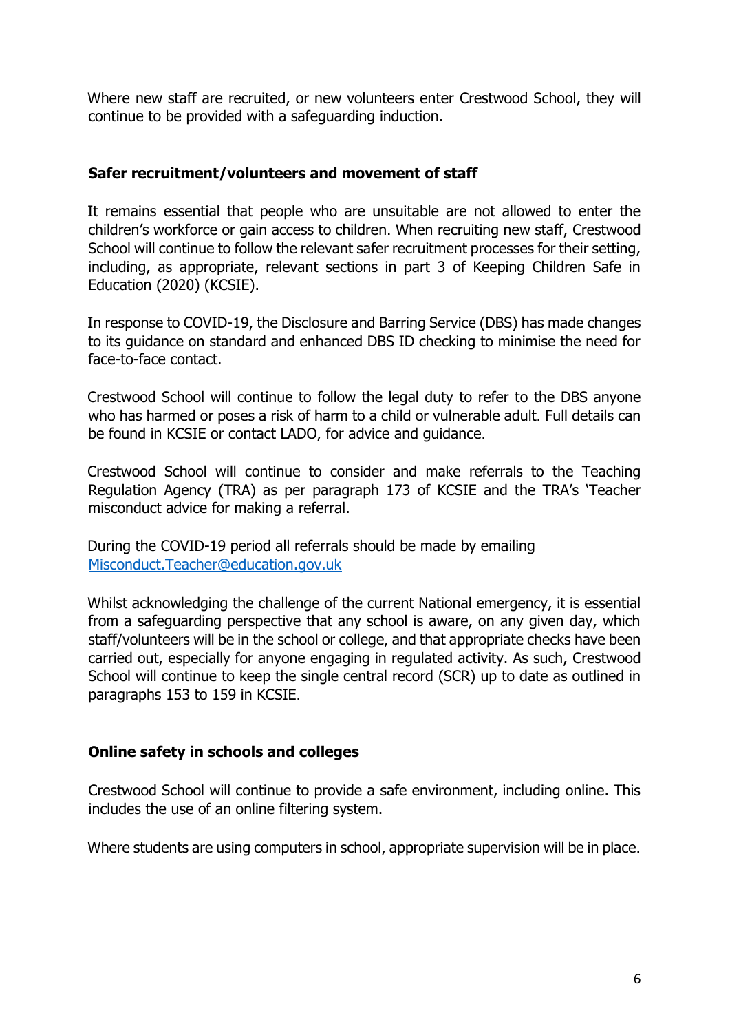Where new staff are recruited, or new volunteers enter Crestwood School, they will continue to be provided with a safeguarding induction.

### Safer recruitment/volunteers and movement of staff

It remains essential that people who are unsuitable are not allowed to enter the children's workforce or gain access to children. When recruiting new staff, Crestwood School will continue to follow the relevant safer recruitment processes for their setting, including, as appropriate, relevant sections in part 3 of Keeping Children Safe in Education (2020) (KCSIE).

In response to COVID-19, the Disclosure and Barring Service (DBS) has made changes to its guidance on standard and enhanced DBS ID checking to minimise the need for face-to-face contact.

Crestwood School will continue to follow the legal duty to refer to the DBS anyone who has harmed or poses a risk of harm to a child or vulnerable adult. Full details can be found in KCSIE or contact LADO, for advice and guidance.

Crestwood School will continue to consider and make referrals to the Teaching Regulation Agency (TRA) as per paragraph 173 of KCSIE and the TRA's 'Teacher misconduct advice for making a referral.

During the COVID-19 period all referrals should be made by emailing [Misconduct.Teacher@education.gov.uk](mailto:Misconduct.Teacher@education.gov.uk)

Whilst acknowledging the challenge of the current National emergency, it is essential from a safeguarding perspective that any school is aware, on any given day, which staff/volunteers will be in the school or college, and that appropriate checks have been carried out, especially for anyone engaging in regulated activity. As such, Crestwood School will continue to keep the single central record (SCR) up to date as outlined in paragraphs 153 to 159 in KCSIE.

### Online safety in schools and colleges

Crestwood School will continue to provide a safe environment, including online. This includes the use of an online filtering system.

Where students are using computers in school, appropriate supervision will be in place.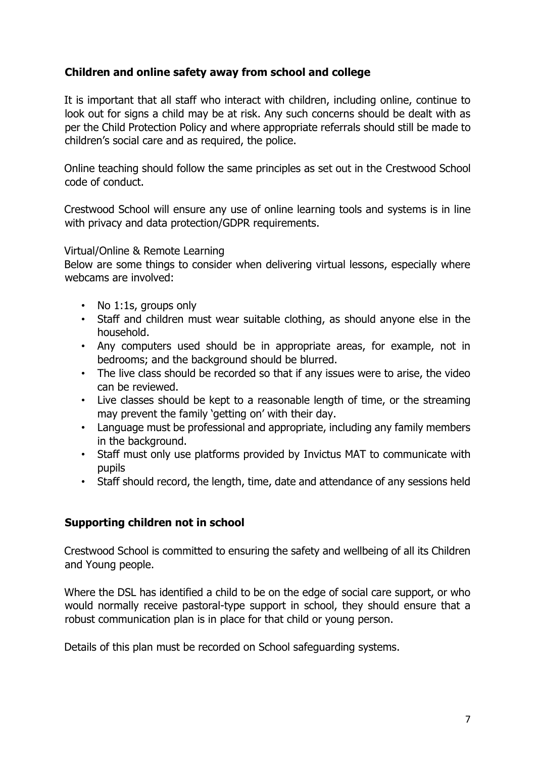### Children and online safety away from school and college

It is important that all staff who interact with children, including online, continue to look out for signs a child may be at risk. Any such concerns should be dealt with as per the Child Protection Policy and where appropriate referrals should still be made to children's social care and as required, the police.

Online teaching should follow the same principles as set out in the Crestwood School code of conduct.

Crestwood School will ensure any use of online learning tools and systems is in line with privacy and data protection/GDPR requirements.

Virtual/Online & Remote Learning
Below are some things to consider when delivering virtual lessons, especially where webcams are involved:

- No 1:1s, groups only
- Staff and children must wear suitable clothing, as should anyone else in the household.
- Any computers used should be in appropriate areas, for example, not in bedrooms; and the background should be blurred.
- The live class should be recorded so that if any issues were to arise, the video can be reviewed.
- Live classes should be kept to a reasonable length of time, or the streaming may prevent the family 'getting on' with their day.
- Language must be professional and appropriate, including any family members in the background.
- Staff must only use platforms provided by Invictus MAT to communicate with pupils
- Staff should record, the length, time, date and attendance of any sessions held

### Supporting children not in school

Crestwood School is committed to ensuring the safety and wellbeing of all its Children and Young people.

Where the DSL has identified a child to be on the edge of social care support, or who would normally receive pastoral-type support in school, they should ensure that a robust communication plan is in place for that child or young person.

Details of this plan must be recorded on School safeguarding systems.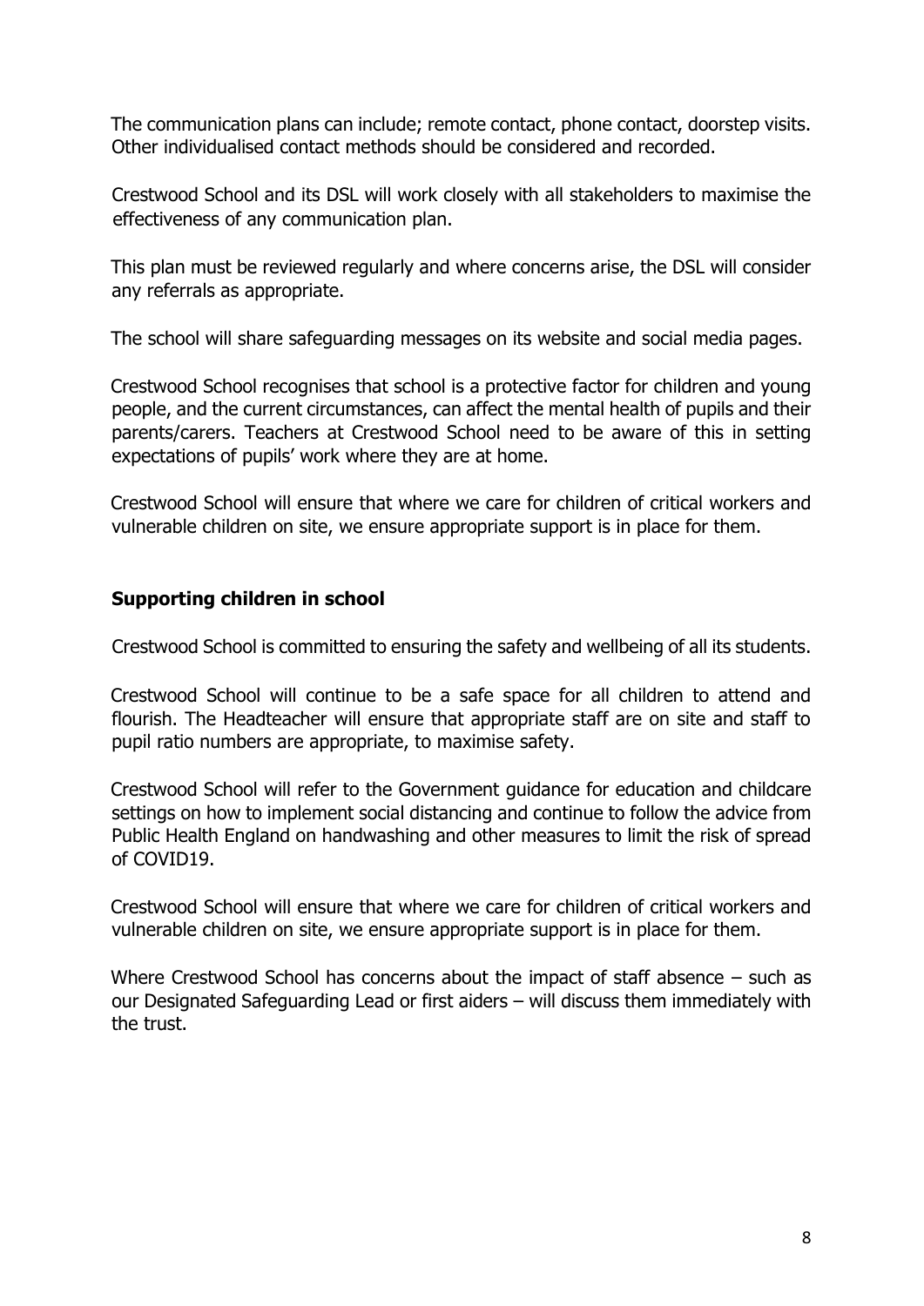The communication plans can include; remote contact, phone contact, doorstep visits. Other individualised contact methods should be considered and recorded.

Crestwood School and its DSL will work closely with all stakeholders to maximise the effectiveness of any communication plan.

This plan must be reviewed regularly and where concerns arise, the DSL will consider any referrals as appropriate.

The school will share safeguarding messages on its website and social media pages.

Crestwood School recognises that school is a protective factor for children and young people, and the current circumstances, can affect the mental health of pupils and their parents/carers. Teachers at Crestwood School need to be aware of this in setting expectations of pupils' work where they are at home.

Crestwood School will ensure that where we care for children of critical workers and vulnerable children on site, we ensure appropriate support is in place for them.

## Supporting children in school

Crestwood School is committed to ensuring the safety and wellbeing of all its students.

Crestwood School will continue to be a safe space for all children to attend and flourish. The Headteacher will ensure that appropriate staff are on site and staff to pupil ratio numbers are appropriate, to maximise safety.

Crestwood School will refer to the Government guidance for education and childcare settings on how to implement social distancing and continue to follow the advice from Public Health England on handwashing and other measures to limit the risk of spread of COVID19.

Crestwood School will ensure that where we care for children of critical workers and vulnerable children on site, we ensure appropriate support is in place for them.

Where Crestwood School has concerns about the impact of staff absence – such as our Designated Safeguarding Lead or first aiders – will discuss them immediately with the trust.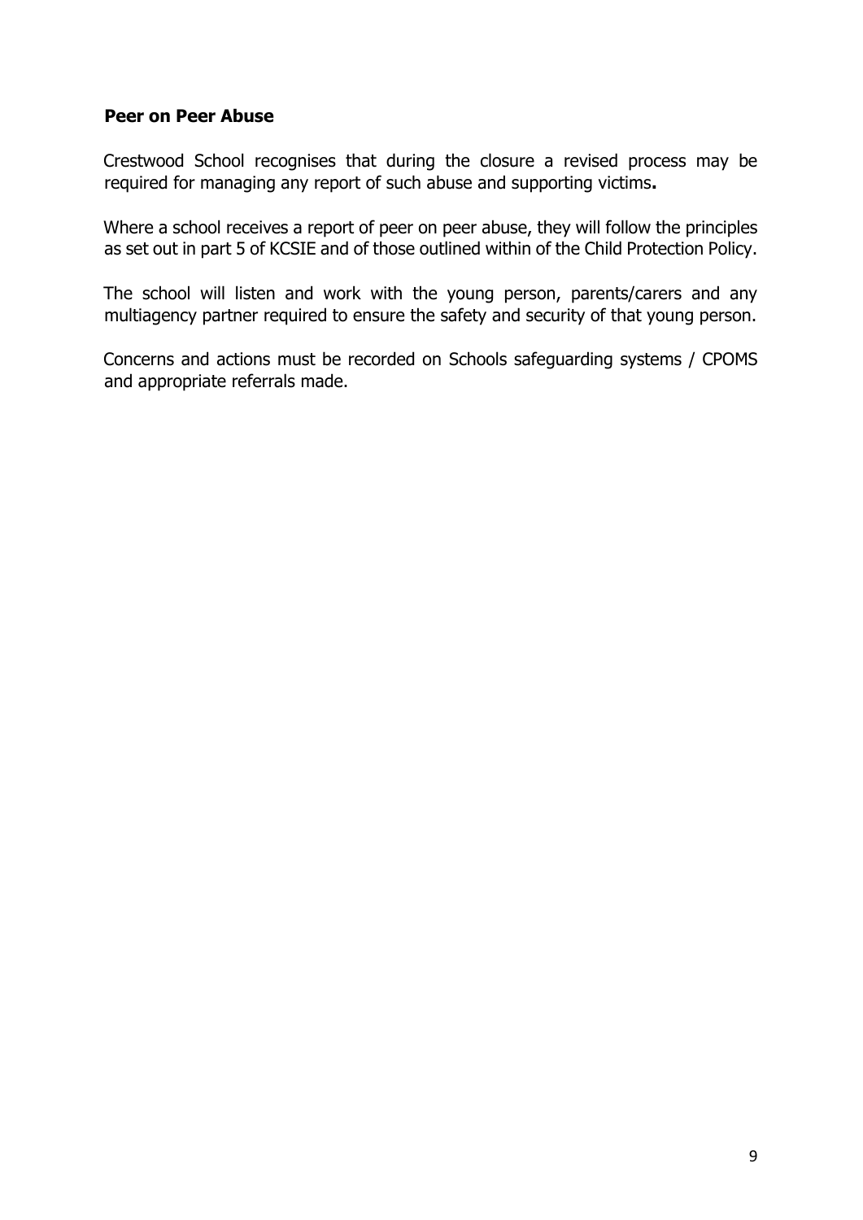**Peer on Peer Abuse**

Crestwood School recognises that during the closure a revised process may be required for managing any report of such abuse and supporting victims**.**

Where a school receives a report of peer on peer abuse, they will follow the principles as set out in part 5 of KCSIE and of those outlined within of the Child Protection Policy.

The school will listen and work with the young person, parents/carers and any multiagency partner required to ensure the safety and security of that young person.

Concerns and actions must be recorded on Schools safeguarding systems / CPOMS and appropriate referrals made.